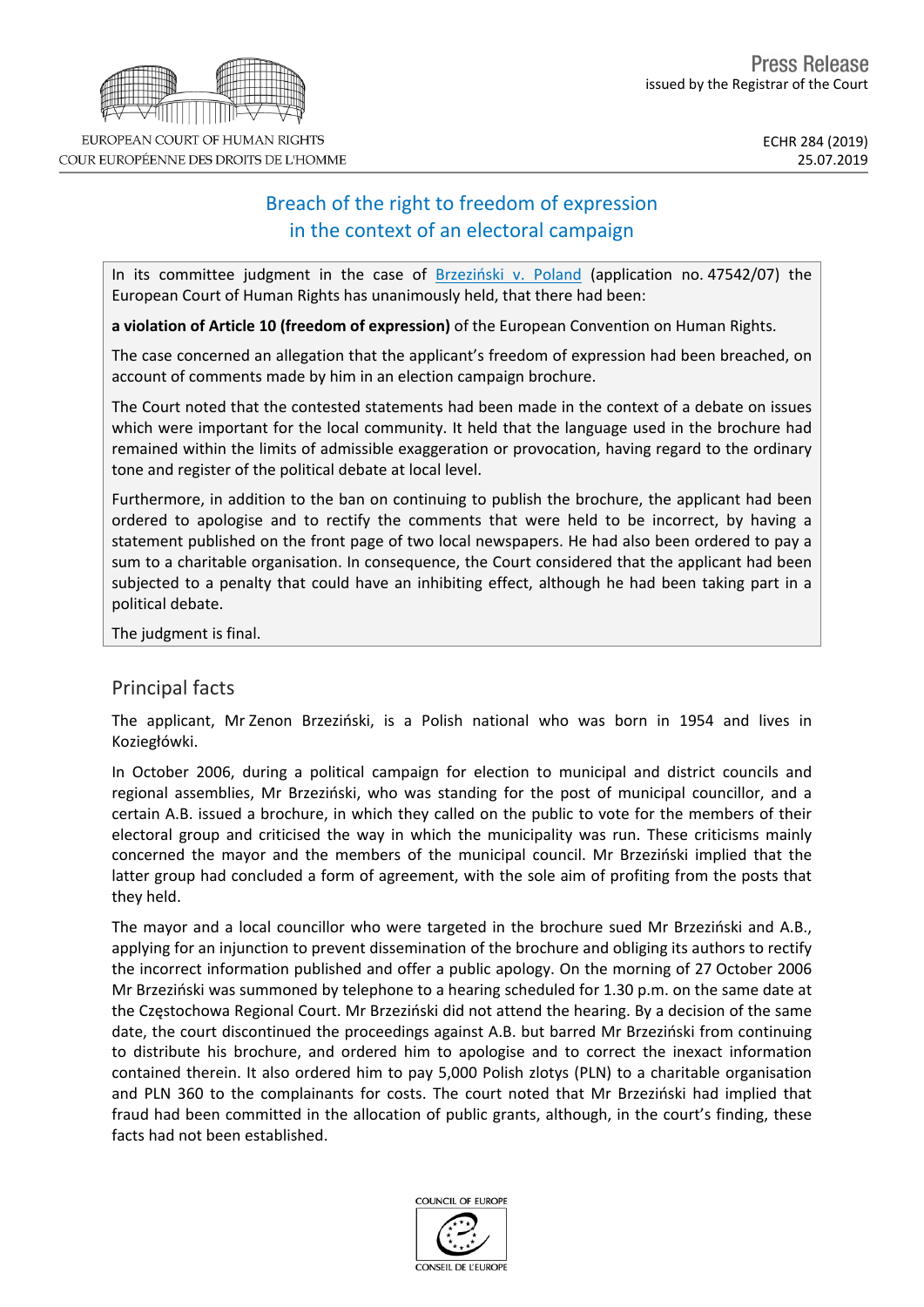Press Release
issued by the Registrar of the Court

EUROPEAN COURT OF HUMAN RIGHTS
COUR EUROPÉENNE DES DROITS DE L'HOMME

ECHR 284 (2019)
25.07.2019

# Breach of the right to freedom of expression in the context of an electoral campaign

In its committee judgment in the case of Brzeziński v. Poland (application no. 47542/07) the European Court of Human Rights has unanimously held, that there had been:

**a violation of Article 10 (freedom of expression)** of the European Convention on Human Rights.

The case concerned an allegation that the applicant's freedom of expression had been breached, on account of comments made by him in an election campaign brochure.

The Court noted that the contested statements had been made in the context of a debate on issues which were important for the local community. It held that the language used in the brochure had remained within the limits of admissible exaggeration or provocation, having regard to the ordinary tone and register of the political debate at local level.

Furthermore, in addition to the ban on continuing to publish the brochure, the applicant had been ordered to apologise and to rectify the comments that were held to be incorrect, by having a statement published on the front page of two local newspapers. He had also been ordered to pay a sum to a charitable organisation. In consequence, the Court considered that the applicant had been subjected to a penalty that could have an inhibiting effect, although he had been taking part in a political debate.

The judgment is final.

## Principal facts

The applicant, Mr Zenon Brzeziński, is a Polish national who was born in 1954 and lives in Koziegłówki.

In October 2006, during a political campaign for election to municipal and district councils and regional assemblies, Mr Brzeziński, who was standing for the post of municipal councillor, and a certain A.B. issued a brochure, in which they called on the public to vote for the members of their electoral group and criticised the way in which the municipality was run. These criticisms mainly concerned the mayor and the members of the municipal council. Mr Brzeziński implied that the latter group had concluded a form of agreement, with the sole aim of profiting from the posts that they held.

The mayor and a local councillor who were targeted in the brochure sued Mr Brzeziński and A.B., applying for an injunction to prevent dissemination of the brochure and obliging its authors to rectify the incorrect information published and offer a public apology. On the morning of 27 October 2006 Mr Brzeziński was summoned by telephone to a hearing scheduled for 1.30 p.m. on the same date at the Częstochowa Regional Court. Mr Brzeziński did not attend the hearing. By a decision of the same date, the court discontinued the proceedings against A.B. but barred Mr Brzeziński from continuing to distribute his brochure, and ordered him to apologise and to correct the inexact information contained therein. It also ordered him to pay 5,000 Polish zlotys (PLN) to a charitable organisation and PLN 360 to the complainants for costs. The court noted that Mr Brzeziński had implied that fraud had been committed in the allocation of public grants, although, in the court's finding, these facts had not been established.

COUNCIL OF EUROPE
CONSEIL DE L'EUROPE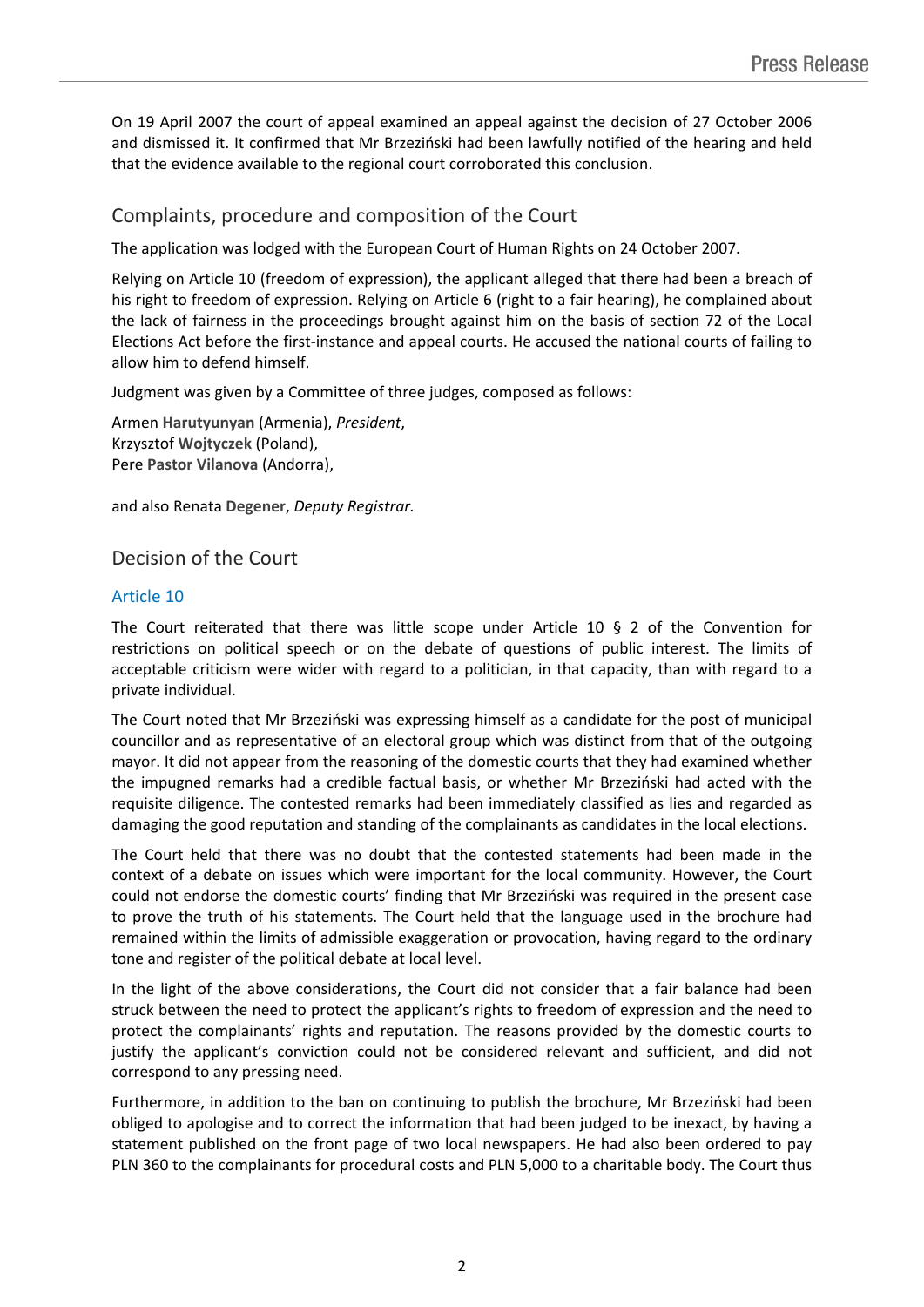On 19 April 2007 the court of appeal examined an appeal against the decision of 27 October 2006 and dismissed it. It confirmed that Mr Brzeziński had been lawfully notified of the hearing and held that the evidence available to the regional court corroborated this conclusion.

## Complaints, procedure and composition of the Court

The application was lodged with the European Court of Human Rights on 24 October 2007.

Relying on Article 10 (freedom of expression), the applicant alleged that there had been a breach of his right to freedom of expression. Relying on Article 6 (right to a fair hearing), he complained about the lack of fairness in the proceedings brought against him on the basis of section 72 of the Local Elections Act before the first-instance and appeal courts. He accused the national courts of failing to allow him to defend himself.

Judgment was given by a Committee of three judges, composed as follows:

Armen **Harutyunyan** (Armenia), *President*,
Krzysztof **Wojtyczek** (Poland),
Pere **Pastor Vilanova** (Andorra),

and also Renata **Degener**, *Deputy Registrar.*

## Decision of the Court

### Article 10

The Court reiterated that there was little scope under Article 10 § 2 of the Convention for restrictions on political speech or on the debate of questions of public interest. The limits of acceptable criticism were wider with regard to a politician, in that capacity, than with regard to a private individual.

The Court noted that Mr Brzeziński was expressing himself as a candidate for the post of municipal councillor and as representative of an electoral group which was distinct from that of the outgoing mayor. It did not appear from the reasoning of the domestic courts that they had examined whether the impugned remarks had a credible factual basis, or whether Mr Brzeziński had acted with the requisite diligence. The contested remarks had been immediately classified as lies and regarded as damaging the good reputation and standing of the complainants as candidates in the local elections.

The Court held that there was no doubt that the contested statements had been made in the context of a debate on issues which were important for the local community. However, the Court could not endorse the domestic courts' finding that Mr Brzeziński was required in the present case to prove the truth of his statements. The Court held that the language used in the brochure had remained within the limits of admissible exaggeration or provocation, having regard to the ordinary tone and register of the political debate at local level.

In the light of the above considerations, the Court did not consider that a fair balance had been struck between the need to protect the applicant's rights to freedom of expression and the need to protect the complainants' rights and reputation. The reasons provided by the domestic courts to justify the applicant's conviction could not be considered relevant and sufficient, and did not correspond to any pressing need.

Furthermore, in addition to the ban on continuing to publish the brochure, Mr Brzeziński had been obliged to apologise and to correct the information that had been judged to be inexact, by having a statement published on the front page of two local newspapers. He had also been ordered to pay PLN 360 to the complainants for procedural costs and PLN 5,000 to a charitable body. The Court thus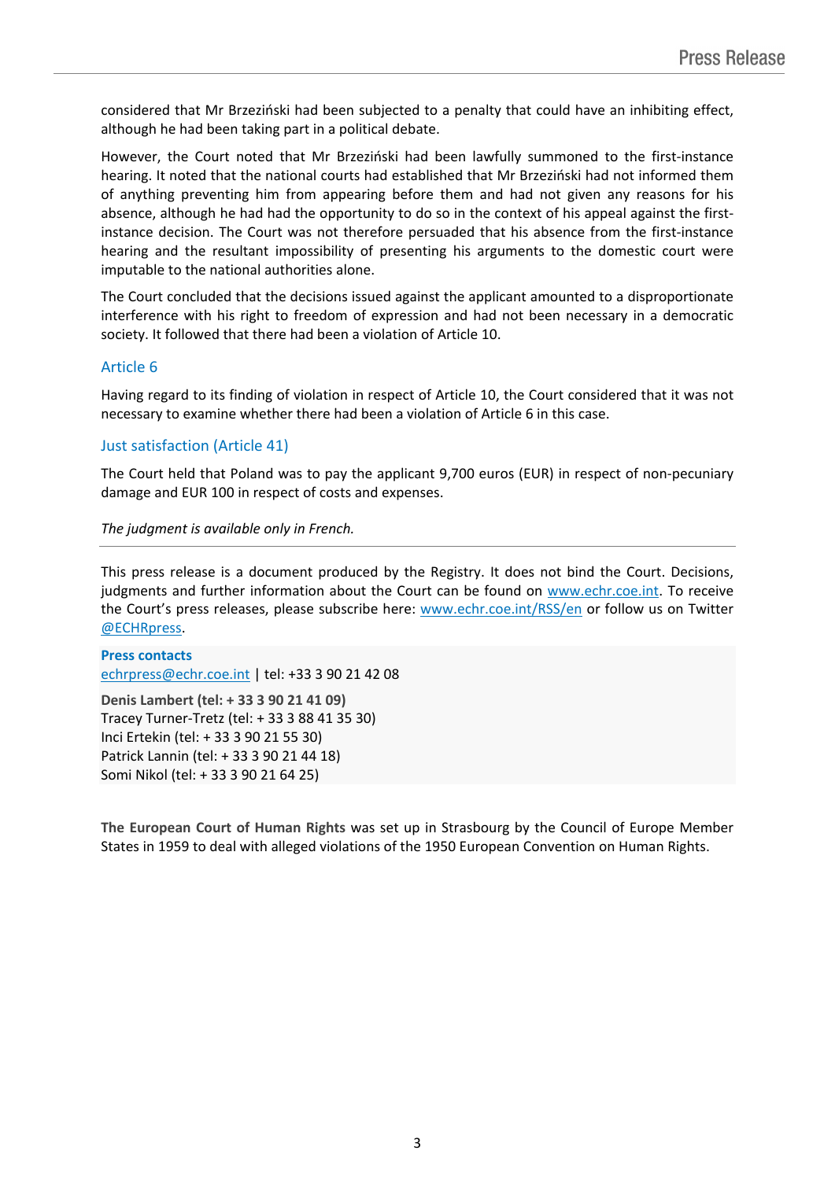considered that Mr Brzeziński had been subjected to a penalty that could have an inhibiting effect, although he had been taking part in a political debate.

However, the Court noted that Mr Brzeziński had been lawfully summoned to the first-instance hearing. It noted that the national courts had established that Mr Brzeziński had not informed them of anything preventing him from appearing before them and had not given any reasons for his absence, although he had had the opportunity to do so in the context of his appeal against the first-instance decision. The Court was not therefore persuaded that his absence from the first-instance hearing and the resultant impossibility of presenting his arguments to the domestic court were imputable to the national authorities alone.

The Court concluded that the decisions issued against the applicant amounted to a disproportionate interference with his right to freedom of expression and had not been necessary in a democratic society. It followed that there had been a violation of Article 10.

### Article 6

Having regard to its finding of violation in respect of Article 10, the Court considered that it was not necessary to examine whether there had been a violation of Article 6 in this case.

### Just satisfaction (Article 41)

The Court held that Poland was to pay the applicant 9,700 euros (EUR) in respect of non-pecuniary damage and EUR 100 in respect of costs and expenses.

*The judgment is available only in French.*

---

This press release is a document produced by the Registry. It does not bind the Court. Decisions, judgments and further information about the Court can be found on www.echr.coe.int. To receive the Court's press releases, please subscribe here: www.echr.coe.int/RSS/en or follow us on Twitter @ECHRpress.

**Press contacts**
echrpress@echr.coe.int | tel: +33 3 90 21 42 08

**Denis Lambert (tel: + 33 3 90 21 41 09)**
Tracey Turner-Tretz (tel: + 33 3 88 41 35 30)
Inci Ertekin (tel: + 33 3 90 21 55 30)
Patrick Lannin (tel: + 33 3 90 21 44 18)
Somi Nikol (tel: + 33 3 90 21 64 25)

**The European Court of Human Rights** was set up in Strasbourg by the Council of Europe Member States in 1959 to deal with alleged violations of the 1950 European Convention on Human Rights.